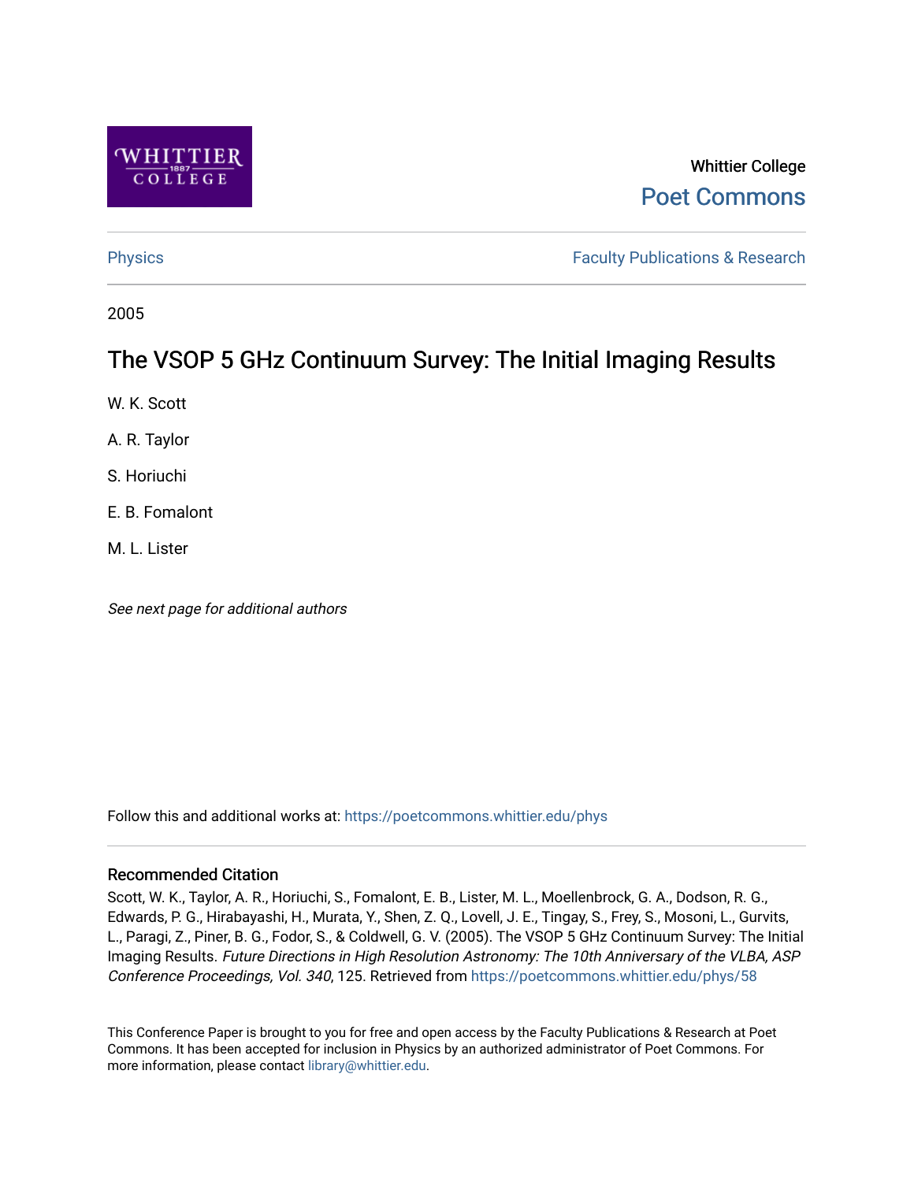Whittier College

Poet Commons

Physics

Faculty Publications & Research

2005

# The VSOP 5 GHz Continuum Survey: The Initial Imaging Results

W. K. Scott

A. R. Taylor

S. Horiuchi

E. B. Fomalont

M. L. Lister

*See next page for additional authors*

Follow this and additional works at: https://poetcommons.whittier.edu/phys

## Recommended Citation

Scott, W. K., Taylor, A. R., Horiuchi, S., Fomalont, E. B., Lister, M. L., Moellenbrock, G. A., Dodson, R. G., Edwards, P. G., Hirabayashi, H., Murata, Y., Shen, Z. Q., Lovell, J. E., Tingay, S., Frey, S., Mosoni, L., Gurvits, L., Paragi, Z., Piner, B. G., Fodor, S., & Coldwell, G. V. (2005). The VSOP 5 GHz Continuum Survey: The Initial Imaging Results. *Future Directions in High Resolution Astronomy: The 10th Anniversary of the VLBA, ASP Conference Proceedings, Vol. 340*, 125. Retrieved from https://poetcommons.whittier.edu/phys/58

This Conference Paper is brought to you for free and open access by the Faculty Publications & Research at Poet Commons. It has been accepted for inclusion in Physics by an authorized administrator of Poet Commons. For more information, please contact library@whittier.edu.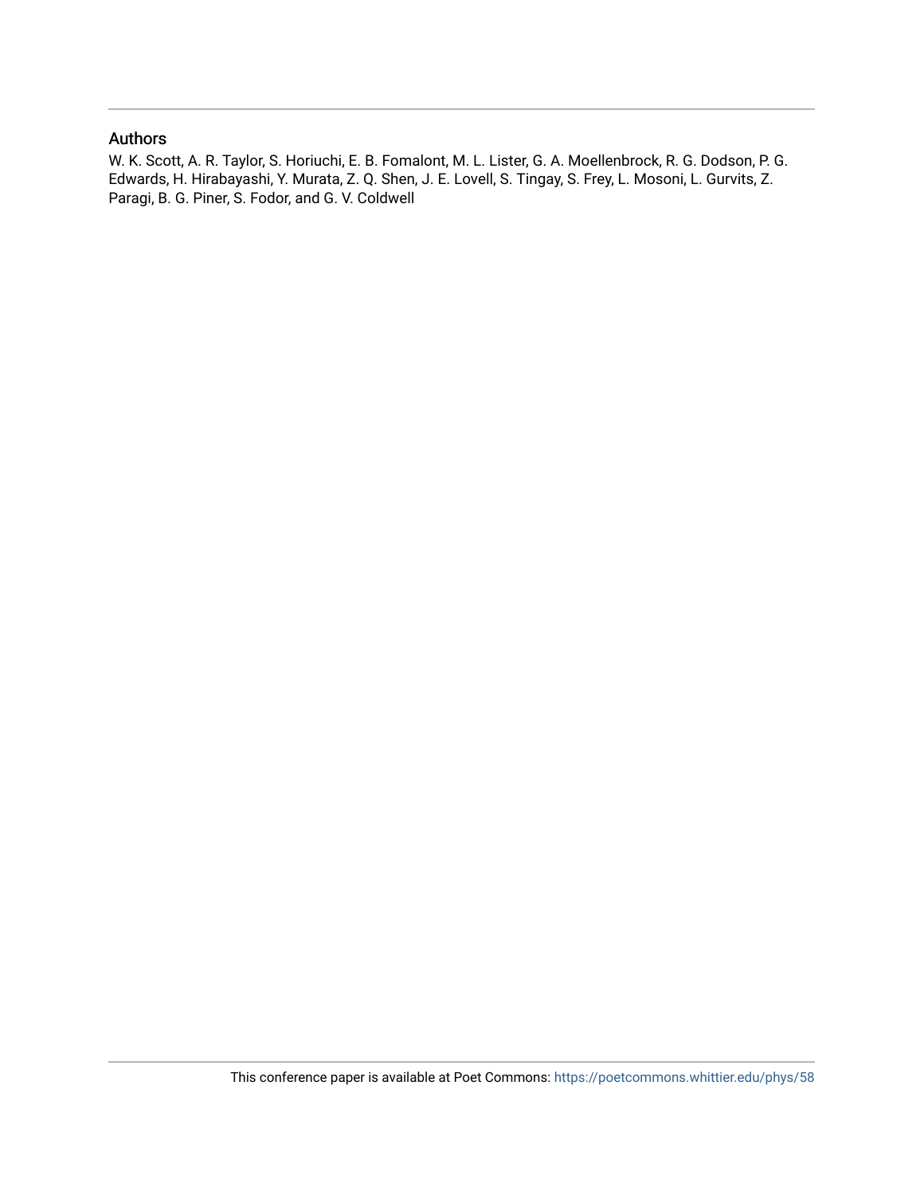## Authors

W. K. Scott, A. R. Taylor, S. Horiuchi, E. B. Fomalont, M. L. Lister, G. A. Moellenbrock, R. G. Dodson, P. G. Edwards, H. Hirabayashi, Y. Murata, Z. Q. Shen, J. E. Lovell, S. Tingay, S. Frey, L. Mosoni, L. Gurvits, Z. Paragi, B. G. Piner, S. Fodor, and G. V. Coldwell

This conference paper is available at Poet Commons: https://poetcommons.whittier.edu/phys/58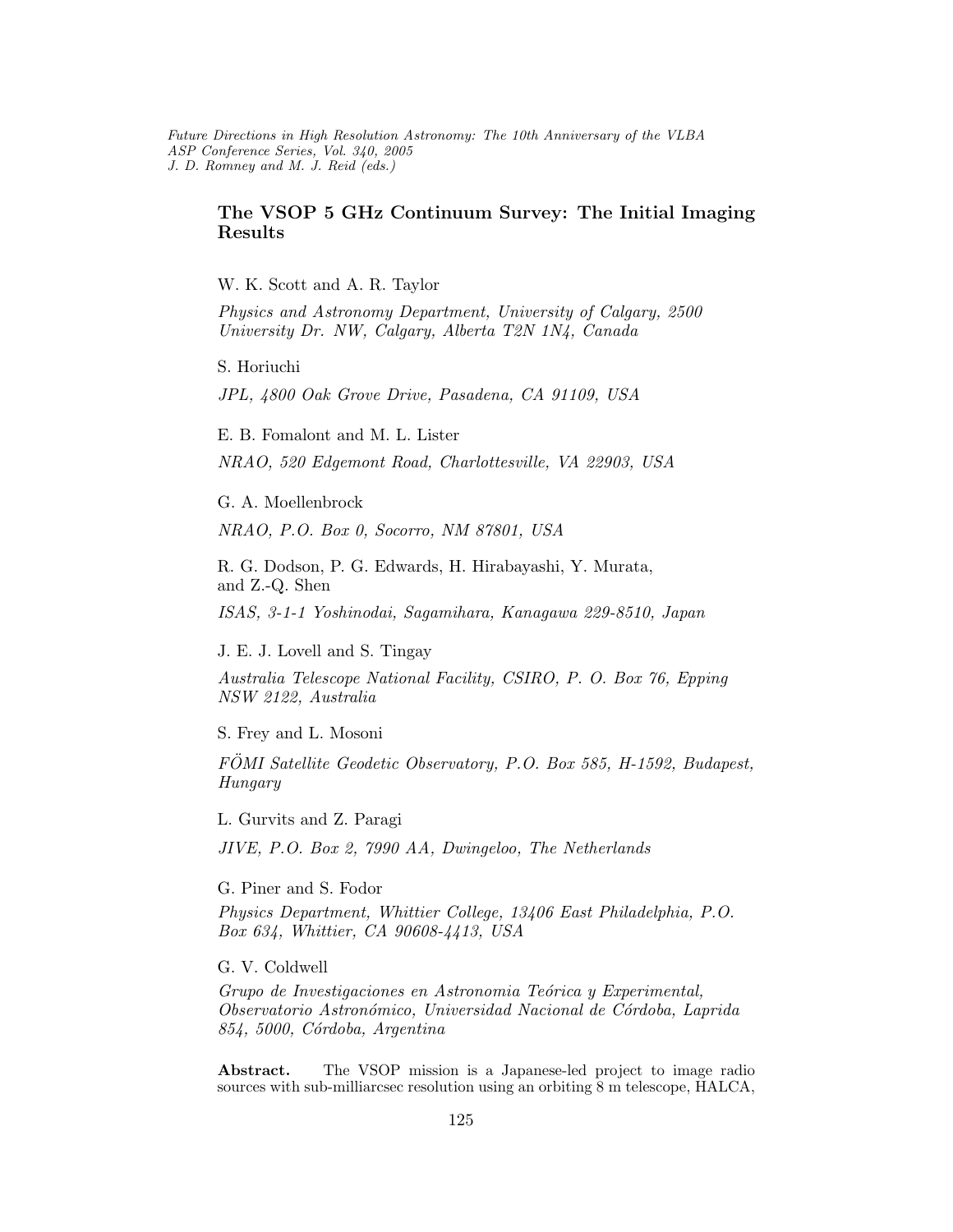Future Directions in High Resolution Astronomy: The 10th Anniversary of the VLBA
ASP Conference Series, Vol. 340, 2005
J. D. Romney and M. J. Reid (eds.)

# The VSOP 5 GHz Continuum Survey: The Initial Imaging Results

W. K. Scott and A. R. Taylor

*Physics and Astronomy Department, University of Calgary, 2500 University Dr. NW, Calgary, Alberta T2N 1N4, Canada*

S. Horiuchi

*JPL, 4800 Oak Grove Drive, Pasadena, CA 91109, USA*

E. B. Fomalont and M. L. Lister

*NRAO, 520 Edgemont Road, Charlottesville, VA 22903, USA*

G. A. Moellenbrock

*NRAO, P.O. Box 0, Socorro, NM 87801, USA*

R. G. Dodson, P. G. Edwards, H. Hirabayashi, Y. Murata, and Z.-Q. Shen

*ISAS, 3-1-1 Yoshinodai, Sagamihara, Kanagawa 229-8510, Japan*

J. E. J. Lovell and S. Tingay

*Australia Telescope National Facility, CSIRO, P. O. Box 76, Epping NSW 2122, Australia*

S. Frey and L. Mosoni

*FÖMI Satellite Geodetic Observatory, P.O. Box 585, H-1592, Budapest, Hungary*

L. Gurvits and Z. Paragi

*JIVE, P.O. Box 2, 7990 AA, Dwingeloo, The Netherlands*

G. Piner and S. Fodor

*Physics Department, Whittier College, 13406 East Philadelphia, P.O. Box 634, Whittier, CA 90608-4413, USA*

G. V. Coldwell

*Grupo de Investigaciones en Astronomia Teórica y Experimental, Observatorio Astronómico, Universidad Nacional de Córdoba, Laprida 854, 5000, Córdoba, Argentina*

**Abstract.** The VSOP mission is a Japanese-led project to image radio sources with sub-milliarcsec resolution using an orbiting 8 m telescope, HALCA,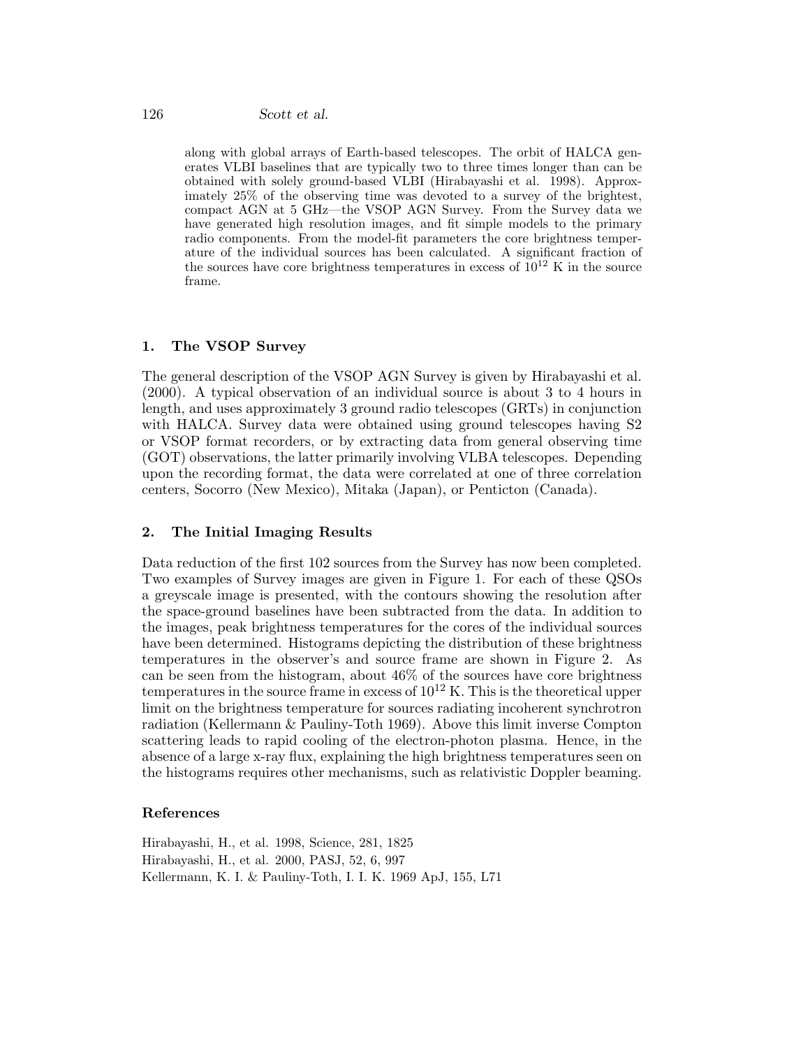along with global arrays of Earth-based telescopes. The orbit of HALCA generates VLBI baselines that are typically two to three times longer than can be obtained with solely ground-based VLBI (Hirabayashi et al. 1998). Approximately 25% of the observing time was devoted to a survey of the brightest, compact AGN at 5 GHz—the VSOP AGN Survey. From the Survey data we have generated high resolution images, and fit simple models to the primary radio components. From the model-fit parameters the core brightness temperature of the individual sources has been calculated. A significant fraction of the sources have core brightness temperatures in excess of $10^{12}$ K in the source frame.

## 1. The VSOP Survey

The general description of the VSOP AGN Survey is given by Hirabayashi et al. (2000). A typical observation of an individual source is about 3 to 4 hours in length, and uses approximately 3 ground radio telescopes (GRTs) in conjunction with HALCA. Survey data were obtained using ground telescopes having S2 or VSOP format recorders, or by extracting data from general observing time (GOT) observations, the latter primarily involving VLBA telescopes. Depending upon the recording format, the data were correlated at one of three correlation centers, Socorro (New Mexico), Mitaka (Japan), or Penticton (Canada).

## 2. The Initial Imaging Results

Data reduction of the first 102 sources from the Survey has now been completed. Two examples of Survey images are given in Figure 1. For each of these QSOs a greyscale image is presented, with the contours showing the resolution after the space-ground baselines have been subtracted from the data. In addition to the images, peak brightness temperatures for the cores of the individual sources have been determined. Histograms depicting the distribution of these brightness temperatures in the observer's and source frame are shown in Figure 2. As can be seen from the histogram, about 46% of the sources have core brightness temperatures in the source frame in excess of $10^{12}$ K. This is the theoretical upper limit on the brightness temperature for sources radiating incoherent synchrotron radiation (Kellermann & Pauliny-Toth 1969). Above this limit inverse Compton scattering leads to rapid cooling of the electron-photon plasma. Hence, in the absence of a large x-ray flux, explaining the high brightness temperatures seen on the histograms requires other mechanisms, such as relativistic Doppler beaming.

### References

Hirabayashi, H., et al. 1998, Science, 281, 1825

Hirabayashi, H., et al. 2000, PASJ, 52, 6, 997

Kellermann, K. I. & Pauliny-Toth, I. I. K. 1969 ApJ, 155, L71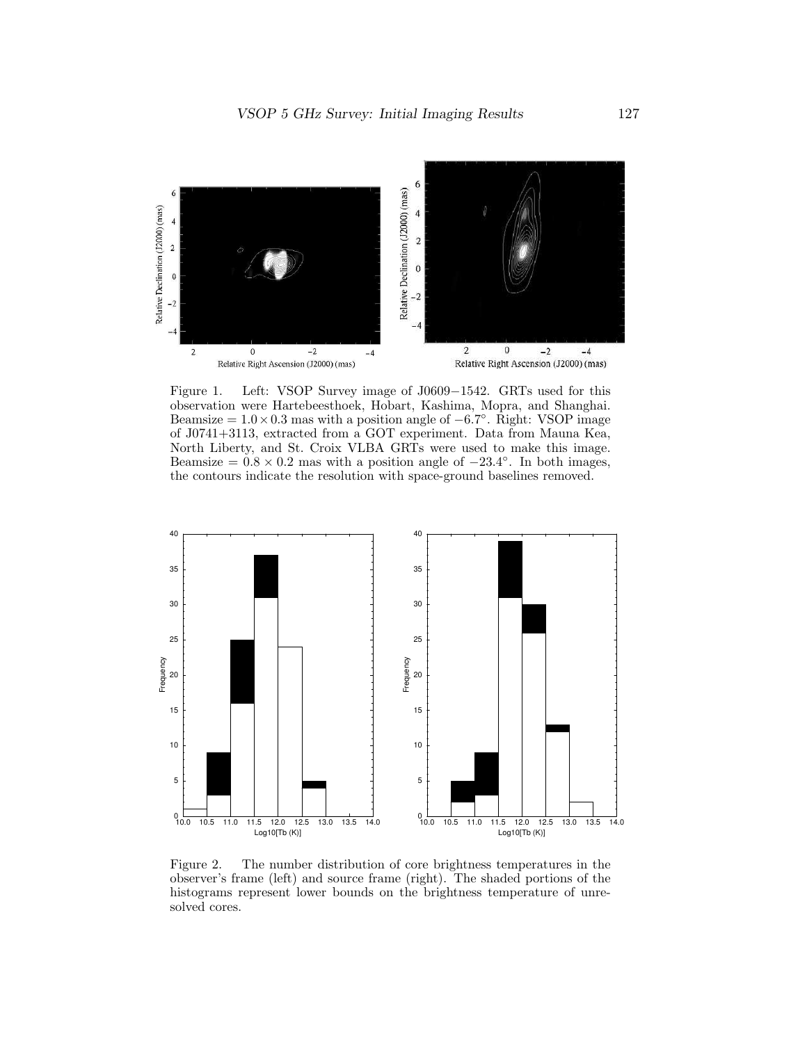Relative Declination (J2000) (mas)

Relative Right Ascension (J2000) (mas)

Relative Declination (J2000) (mas)

Relative Right Ascension (J2000) (mas)

Figure 1. Left: VSOP Survey image of J0609−1542. GRTs used for this observation were Hartebeesthoek, Hobart, Kashima, Mopra, and Shanghai. Beamsize = $1.0 \times 0.3$ mas with a position angle of $-6.7^{\circ}$. Right: VSOP image of J0741+3113, extracted from a GOT experiment. Data from Mauna Kea, North Liberty, and St. Croix VLBA GRTs were used to make this image. Beamsize = $0.8 \times 0.2$ mas with a position angle of $-23.4^{\circ}$. In both images, the contours indicate the resolution with space-ground baselines removed.

Frequency

Log10[Tb (K)]

Frequency

Log10[Tb (K)]

Figure 2. The number distribution of core brightness temperatures in the observer's frame (left) and source frame (right). The shaded portions of the histograms represent lower bounds on the brightness temperature of unresolved cores.